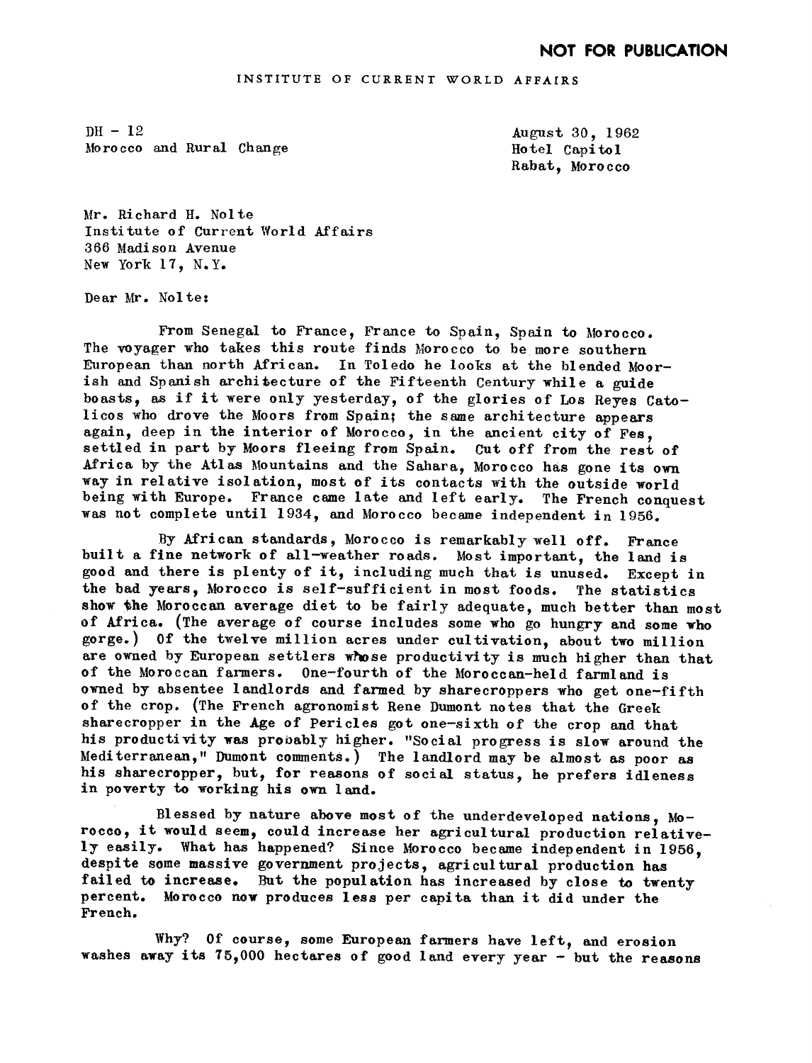**NOT FOR PUBLICATION**

INSTITUTE OF CURRENT WORLD AFFAIRS

DH - 12
Morocco and Rural Change

August 30, 1962
Hotel Capitol
Rabat, Morocco

Mr. Richard H. Nolte
Institute of Current World Affairs
366 Madison Avenue
New York 17, N.Y.

Dear Mr. Nolte:

From Senegal to France, France to Spain, Spain to Morocco. The voyager who takes this route finds Morocco to be more southern European than north African. In Toledo he looks at the blended Moorish and Spanish architecture of the Fifteenth Century while a guide boasts, as if it were only yesterday, of the glories of Los Reyes Catolicos who drove the Moors from Spain; the same architecture appears again, deep in the interior of Morocco, in the ancient city of Fes, settled in part by Moors fleeing from Spain. Cut off from the rest of Africa by the Atlas Mountains and the Sahara, Morocco has gone its own way in relative isolation, most of its contacts with the outside world being with Europe. France came late and left early. The French conquest was not complete until 1934, and Morocco became independent in 1956.

By African standards, Morocco is remarkably well off. France built a fine network of all-weather roads. Most important, the land is good and there is plenty of it, including much that is unused. Except in the bad years, Morocco is self-sufficient in most foods. The statistics show the Moroccan average diet to be fairly adequate, much better than most of Africa. (The average of course includes some who go hungry and some who gorge.) Of the twelve million acres under cultivation, about two million are owned by European settlers whose productivity is much higher than that of the Moroccan farmers. One-fourth of the Moroccan-held farmland is owned by absentee landlords and farmed by sharecroppers who get one-fifth of the crop. (The French agronomist Rene Dumont notes that the Greek sharecropper in the Age of Pericles got one-sixth of the crop and that his productivity was probably higher. "Social progress is slow around the Mediterranean," Dumont comments.) The landlord may be almost as poor as his sharecropper, but, for reasons of social status, he prefers idleness in poverty to working his own land.

Blessed by nature above most of the underdeveloped nations, Morocco, it would seem, could increase her agricultural production relatively easily. What has happened? Since Morocco became independent in 1956, despite some massive government projects, agricultural production has failed to increase. But the population has increased by close to twenty percent. Morocco now produces less per capita than it did under the French.

Why? Of course, some European farmers have left, and erosion washes away its 75,000 hectares of good land every year - but the reasons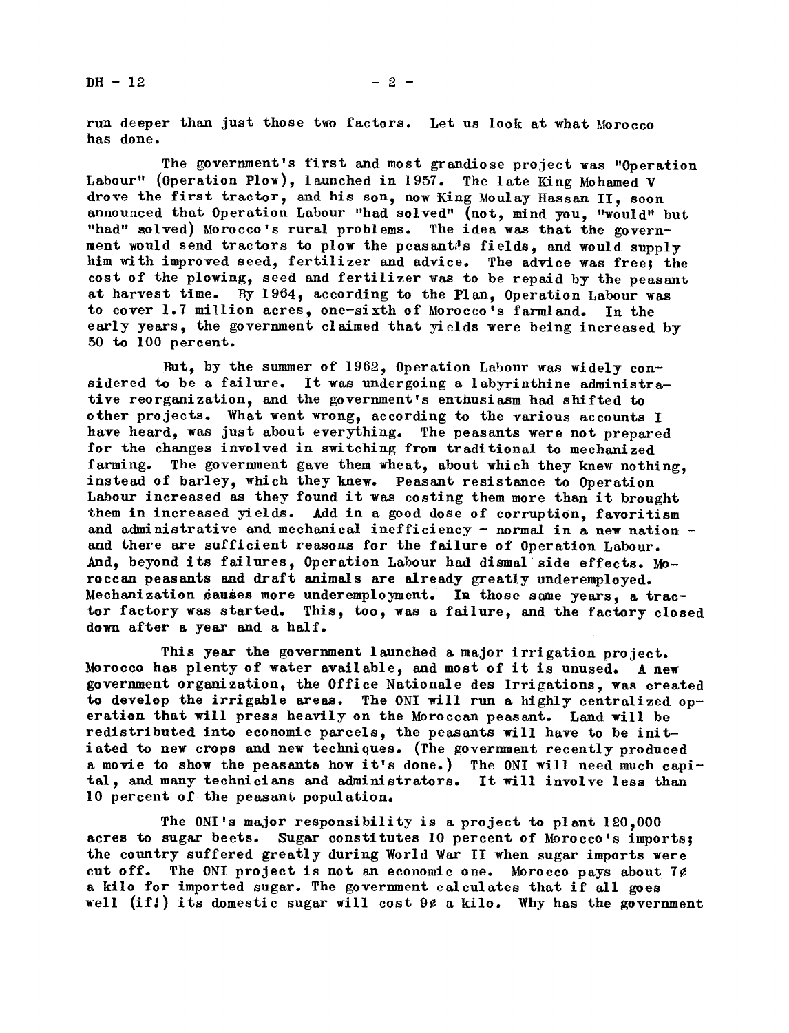run deeper than just those two factors. Let us look at what Morocco has done.

The government's first and most grandiose project was "Operation Labour" (Operation Plow), launched in 1957. The late King Mohamed V drove the first tractor, and his son, now King Moulay Hassan II, soon announced that Operation Labour "had solved" (not, mind you, "would" but "had" solved) Morocco's rural problems. The idea was that the government would send tractors to plow the peasant's fields, and would supply him with improved seed, fertilizer and advice. The advice was free; the cost of the plowing, seed and fertilizer was to be repaid by the peasant at harvest time. By 1964, according to the Plan, Operation Labour was to cover 1.7 million acres, one-sixth of Morocco's farmland. In the early years, the government claimed that yields were being increased by 50 to 100 percent.

But, by the summer of 1962, Operation Labour was widely considered to be a failure. It was undergoing a labyrinthine administrative reorganization, and the government's enthusiasm had shifted to other projects. What went wrong, according to the various accounts I have heard, was just about everything. The peasants were not prepared for the changes involved in switching from traditional to mechanized farming. The government gave them wheat, about which they knew nothing, instead of barley, which they knew. Peasant resistance to Operation Labour increased as they found it was costing them more than it brought them in increased yields. Add in a good dose of corruption, favoritism and administrative and mechanical inefficiency - normal in a new nation - and there are sufficient reasons for the failure of Operation Labour. And, beyond its failures, Operation Labour had dismal side effects. Moroccan peasants and draft animals are already greatly underemployed. Mechanization causes more underemployment. In those same years, a tractor factory was started. This, too, was a failure, and the factory closed down after a year and a half.

This year the government launched a major irrigation project. Morocco has plenty of water available, and most of it is unused. A new government organization, the Office Nationale des Irrigations, was created to develop the irrigable areas. The ONI will run a highly centralized operation that will press heavily on the Moroccan peasant. Land will be redistributed into economic parcels, the peasants will have to be initiated to new crops and new techniques. (The government recently produced a movie to show the peasants how it's done.) The ONI will need much capital, and many technicians and administrators. It will involve less than 10 percent of the peasant population.

The ONI's major responsibility is a project to plant 120,000 acres to sugar beets. Sugar constitutes 10 percent of Morocco's imports; the country suffered greatly during World War II when sugar imports were cut off. The ONI project is not an economic one. Morocco pays about 7¢ a kilo for imported sugar. The government calculates that if all goes well (if!) its domestic sugar will cost 9¢ a kilo. Why has the government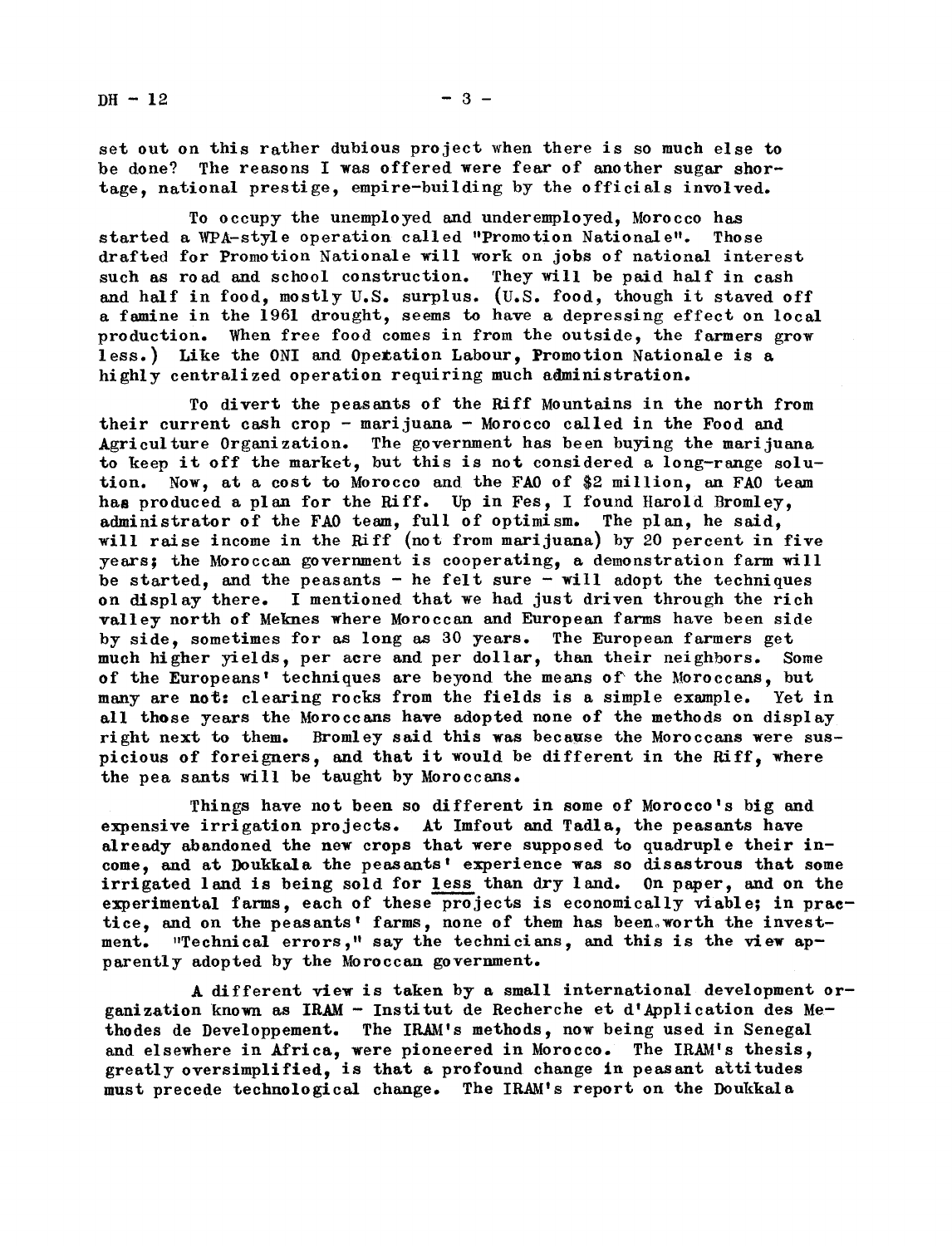set out on this rather dubious project when there is so much else to be done? The reasons I was offered were fear of another sugar shortage, national prestige, empire-building by the officials involved.

To occupy the unemployed and underemployed, Morocco has started a WPA-style operation called "Promotion Nationale". Those drafted for Promotion Nationale will work on jobs of national interest such as road and school construction. They will be paid half in cash and half in food, mostly U.S. surplus. (U.S. food, though it staved off a famine in the 1961 drought, seems to have a depressing effect on local production. When free food comes in from the outside, the farmers grow less.) Like the ONI and Operation Labour, Promotion Nationale is a highly centralized operation requiring much administration.

To divert the peasants of the Riff Mountains in the north from their current cash crop - marijuana - Morocco called in the Food and Agriculture Organization. The government has been buying the marijuana to keep it off the market, but this is not considered a long-range solution. Now, at a cost to Morocco and the FAO of $2 million, an FAO team has produced a plan for the Riff. Up in Fes, I found Harold Bromley, administrator of the FAO team, full of optimism. The plan, he said, will raise income in the Riff (not from marijuana) by 20 percent in five years; the Moroccan government is cooperating, a demonstration farm will be started, and the peasants - he felt sure - will adopt the techniques on display there. I mentioned that we had just driven through the rich valley north of Meknes where Moroccan and European farms have been side by side, sometimes for as long as 30 years. The European farmers get much higher yields, per acre and per dollar, than their neighbors. Some of the Europeans' techniques are beyond the means of the Moroccans, but many are not: clearing rocks from the fields is a simple example. Yet in all those years the Moroccans have adopted none of the methods on display right next to them. Bromley said this was because the Moroccans were suspicious of foreigners, and that it would be different in the Riff, where the peasants will be taught by Moroccans.

Things have not been so different in some of Morocco's big and expensive irrigation projects. At Imfout and Tadla, the peasants have already abandoned the new crops that were supposed to quadruple their income, and at Doukkala the peasants' experience was so disastrous that some irrigated land is being sold for <u>less</u> than dry land. On paper, and on the experimental farms, each of these projects is economically viable; in practice, and on the peasants' farms, none of them has been worth the investment. "Technical errors," say the technicians, and this is the view apparently adopted by the Moroccan government.

A different view is taken by a small international development organization known as IRAM - Institut de Recherche et d'Application des Methodes de Developpement. The IRAM's methods, now being used in Senegal and elsewhere in Africa, were pioneered in Morocco. The IRAM's thesis, greatly oversimplified, is that a profound change in peasant attitudes must precede technological change. The IRAM's report on the Doukkala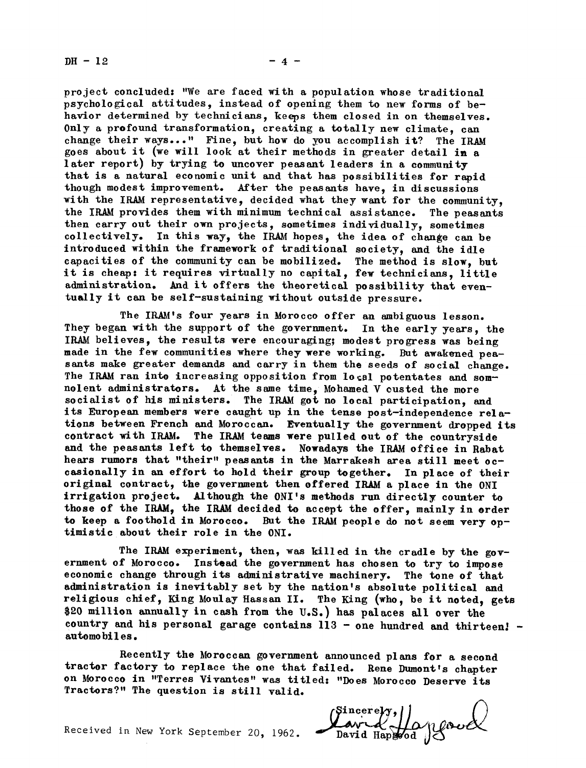project concluded: "We are faced with a population whose traditional psychological attitudes, instead of opening them to new forms of behavior determined by technicians, keeps them closed in on themselves. Only a profound transformation, creating a totally new climate, can change their ways..." Fine, but how do you accomplish it? The IRAM goes about it (we will look at their methods in greater detail in a later report) by trying to uncover peasant leaders in a community that is a natural economic unit and that has possibilities for rapid though modest improvement. After the peasants have, in discussions with the IRAM representative, decided what they want for the community, the IRAM provides them with minimum technical assistance. The peasants then carry out their own projects, sometimes individually, sometimes collectively. In this way, the IRAM hopes, the idea of change can be introduced within the framework of traditional society, and the idle capacities of the community can be mobilized. The method is slow, but it is cheap: it requires virtually no capital, few technicians, little administration. And it offers the theoretical possibility that eventually it can be self-sustaining without outside pressure.

The IRAM's four years in Morocco offer an ambiguous lesson. They began with the support of the government. In the early years, the IRAM believes, the results were encouraging; modest progress was being made in the few communities where they were working. But awakened peasants make greater demands and carry in them the seeds of social change. The IRAM ran into increasing opposition from local potentates and somnolent administrators. At the same time, Mohamed V ousted the more socialist of his ministers. The IRAM got no local participation, and its European members were caught up in the tense post-independence relations between French and Moroccan. Eventually the government dropped its contract with IRAM. The IRAM teams were pulled out of the countryside and the peasants left to themselves. Nowadays the IRAM office in Rabat hears rumors that "their" peasants in the Marrakesh area still meet occasionally in an effort to hold their group together. In place of their original contract, the government then offered IRAM a place in the ONI irrigation project. Although the ONI's methods run directly counter to those of the IRAM, the IRAM decided to accept the offer, mainly in order to keep a foothold in Morocco. But the IRAM people do not seem very optimistic about their role in the ONI.

The IRAM experiment, then, was killed in the cradle by the government of Morocco. Instead the government has chosen to try to impose economic change through its administrative machinery. The tone of that administration is inevitably set by the nation's absolute political and religious chief, King Moulay Hassan II. The King (who, be it noted, gets $20 million annually in cash from the U.S.) has palaces all over the country and his personal garage contains 113 - one hundred and thirteen! - automobiles.

Recently the Moroccan government announced plans for a second tractor factory to replace the one that failed. Rene Dumont's chapter on Morocco in "Terres Vivantes" was titled: "Does Morocco Deserve its Tractors?" The question is still valid.

Sincerely,

David Hapgood

Received in New York September 20, 1962.